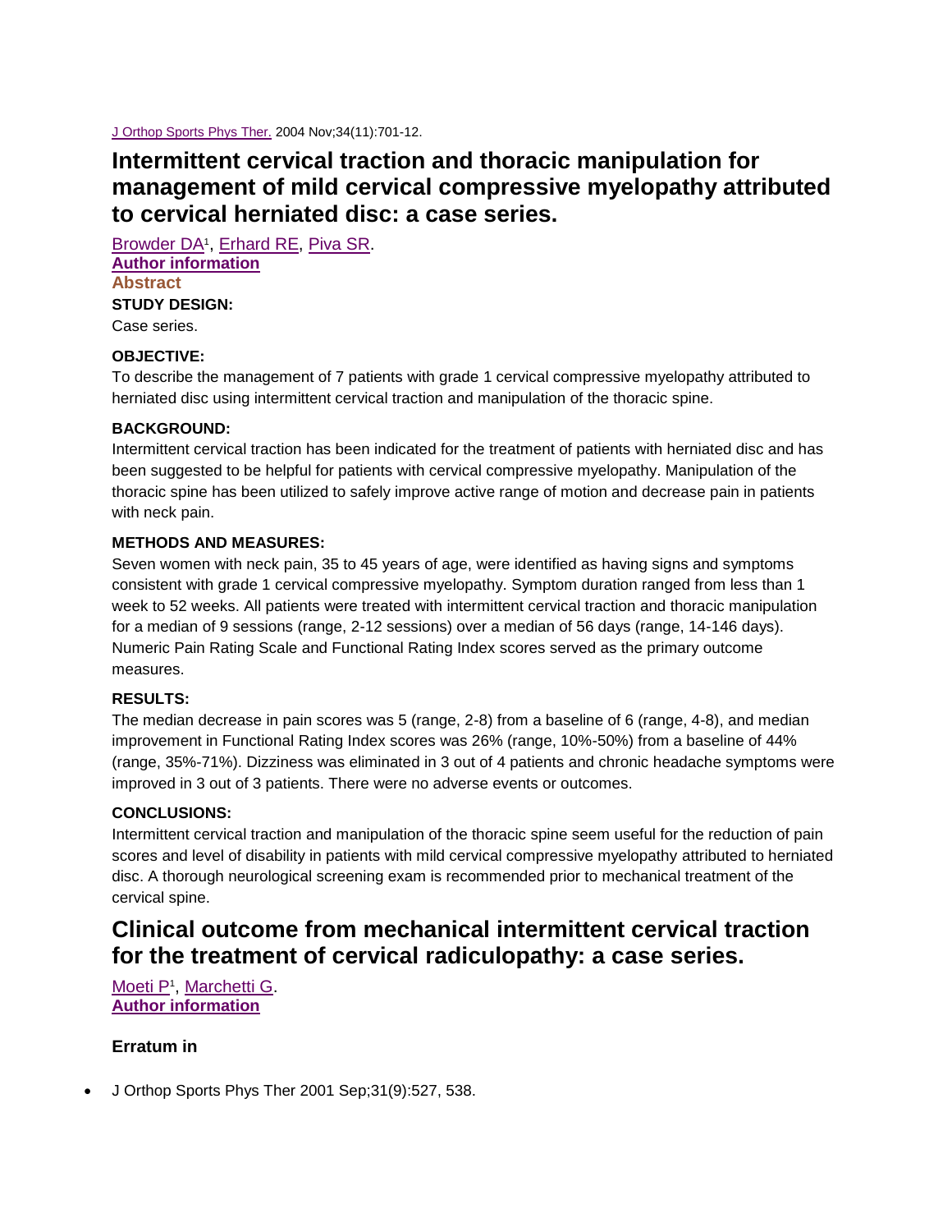J Orthop Sports Phys Ther. 2004 Nov;34(11):701-12.

# Intermittent cervical traction and thoracic manipulation for management of mild cervical compressive myelopathy attributed to cervical herniated disc: a case series.

Browder DA[1], Erhard RE, Piva SR.

**Author information**

## Abstract

**STUDY DESIGN:**

Case series.

**OBJECTIVE:**

To describe the management of 7 patients with grade 1 cervical compressive myelopathy attributed to herniated disc using intermittent cervical traction and manipulation of the thoracic spine.

**BACKGROUND:**

Intermittent cervical traction has been indicated for the treatment of patients with herniated disc and has been suggested to be helpful for patients with cervical compressive myelopathy. Manipulation of the thoracic spine has been utilized to safely improve active range of motion and decrease pain in patients with neck pain.

**METHODS AND MEASURES:**

Seven women with neck pain, 35 to 45 years of age, were identified as having signs and symptoms consistent with grade 1 cervical compressive myelopathy. Symptom duration ranged from less than 1 week to 52 weeks. All patients were treated with intermittent cervical traction and thoracic manipulation for a median of 9 sessions (range, 2-12 sessions) over a median of 56 days (range, 14-146 days). Numeric Pain Rating Scale and Functional Rating Index scores served as the primary outcome measures.

**RESULTS:**

The median decrease in pain scores was 5 (range, 2-8) from a baseline of 6 (range, 4-8), and median improvement in Functional Rating Index scores was 26% (range, 10%-50%) from a baseline of 44% (range, 35%-71%). Dizziness was eliminated in 3 out of 4 patients and chronic headache symptoms were improved in 3 out of 3 patients. There were no adverse events or outcomes.

**CONCLUSIONS:**

Intermittent cervical traction and manipulation of the thoracic spine seem useful for the reduction of pain scores and level of disability in patients with mild cervical compressive myelopathy attributed to herniated disc. A thorough neurological screening exam is recommended prior to mechanical treatment of the cervical spine.

# Clinical outcome from mechanical intermittent cervical traction for the treatment of cervical radiculopathy: a case series.

Moeti P[1], Marchetti G.

**Author information**

### Erratum in

- J Orthop Sports Phys Ther 2001 Sep;31(9):527, 538.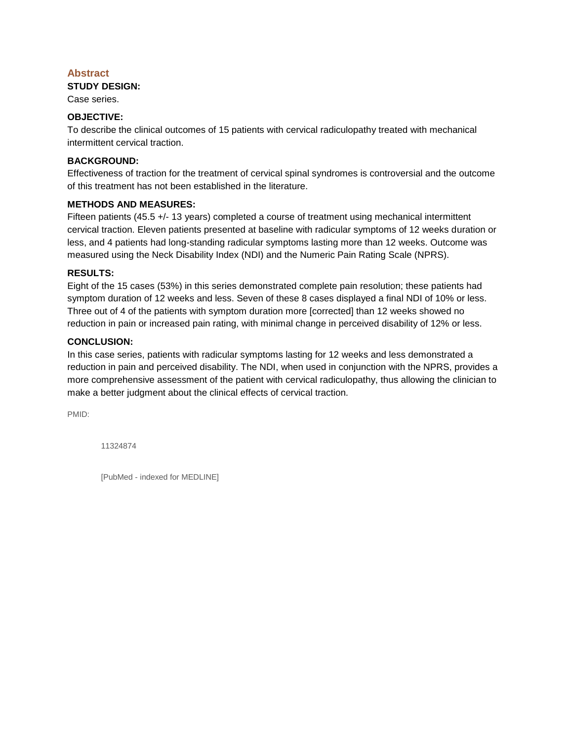## Abstract

**STUDY DESIGN:**

Case series.

**OBJECTIVE:**

To describe the clinical outcomes of 15 patients with cervical radiculopathy treated with mechanical intermittent cervical traction.

**BACKGROUND:**

Effectiveness of traction for the treatment of cervical spinal syndromes is controversial and the outcome of this treatment has not been established in the literature.

**METHODS AND MEASURES:**

Fifteen patients (45.5 +/- 13 years) completed a course of treatment using mechanical intermittent cervical traction. Eleven patients presented at baseline with radicular symptoms of 12 weeks duration or less, and 4 patients had long-standing radicular symptoms lasting more than 12 weeks. Outcome was measured using the Neck Disability Index (NDI) and the Numeric Pain Rating Scale (NPRS).

**RESULTS:**

Eight of the 15 cases (53%) in this series demonstrated complete pain resolution; these patients had symptom duration of 12 weeks and less. Seven of these 8 cases displayed a final NDI of 10% or less. Three out of 4 of the patients with symptom duration more [corrected] than 12 weeks showed no reduction in pain or increased pain rating, with minimal change in perceived disability of 12% or less.

**CONCLUSION:**

In this case series, patients with radicular symptoms lasting for 12 weeks and less demonstrated a reduction in pain and perceived disability. The NDI, when used in conjunction with the NPRS, provides a more comprehensive assessment of the patient with cervical radiculopathy, thus allowing the clinician to make a better judgment about the clinical effects of cervical traction.

PMID:

11324874

[PubMed - indexed for MEDLINE]